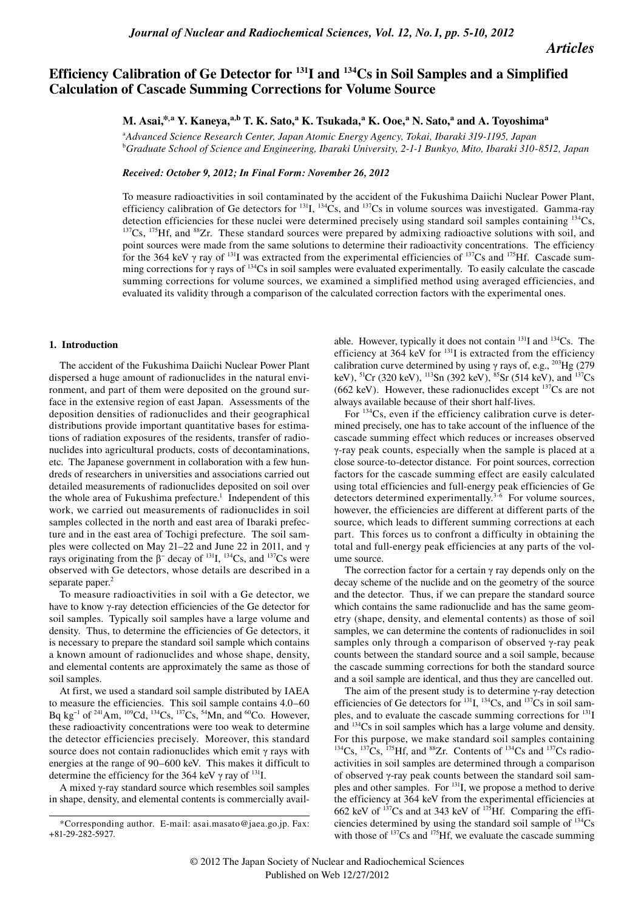*Articles*

# Efficiency Calibration of Ge Detector for $^{131}$I and $^{134}$Cs in Soil Samples and a Simplified Calculation of Cascade Summing Corrections for Volume Source

**M. Asai,\*[,a] Y. Kaneya,[a,b] T. K. Sato,[a] K. Tsukada,[a] K. Ooe,[a] N. Sato,[a] and A. Toyoshima[a]**

[a] *Advanced Science Research Center, Japan Atomic Energy Agency, Tokai, Ibaraki 319-1195, Japan*
[b] *Graduate School of Science and Engineering, Ibaraki University, 2-1-1 Bunkyo, Mito, Ibaraki 310-8512, Japan*

*Received: October 9, 2012; In Final Form: November 26, 2012*

To measure radioactivities in soil contaminated by the accident of the Fukushima Daiichi Nuclear Power Plant, efficiency calibration of Ge detectors for $^{131}$I, $^{134}$Cs, and $^{137}$Cs in volume sources was investigated. Gamma-ray detection efficiencies for these nuclei were determined precisely using standard soil samples containing $^{134}$Cs, $^{137}$Cs, $^{175}$Hf, and $^{88}$Zr. These standard sources were prepared by admixing radioactive solutions with soil, and point sources were made from the same solutions to determine their radioactivity concentrations. The efficiency for the 364 keV γ ray of $^{131}$I was extracted from the experimental efficiencies of $^{137}$Cs and $^{175}$Hf. Cascade summing corrections for γ rays of $^{134}$Cs in soil samples were evaluated experimentally. To easily calculate the cascade summing corrections for volume sources, we examined a simplified method using averaged efficiencies, and evaluated its validity through a comparison of the calculated correction factors with the experimental ones.

## 1. Introduction

The accident of the Fukushima Daiichi Nuclear Power Plant dispersed a huge amount of radionuclides in the natural environment, and part of them were deposited on the ground surface in the extensive region of east Japan. Assessments of the deposition densities of radionuclides and their geographical distributions provide important quantitative bases for estimations of radiation exposures of the residents, transfer of radionuclides into agricultural products, costs of decontaminations, etc. The Japanese government in collaboration with a few hundreds of researchers in universities and associations carried out detailed measurements of radionuclides deposited on soil over the whole area of Fukushima prefecture.[1] Independent of this work, we carried out measurements of radionuclides in soil samples collected in the north and east area of Ibaraki prefecture and in the east area of Tochigi prefecture. The soil samples were collected on May 21–22 and June 22 in 2011, and γ rays originating from the β$^-$ decay of $^{131}$I, $^{134}$Cs, and $^{137}$Cs were observed with Ge detectors, whose details are described in a separate paper.[2]

To measure radioactivities in soil with a Ge detector, we have to know γ-ray detection efficiencies of the Ge detector for soil samples. Typically soil samples have a large volume and density. Thus, to determine the efficiencies of Ge detectors, it is necessary to prepare the standard soil sample which contains a known amount of radionuclides and whose shape, density, and elemental contents are approximately the same as those of soil samples.

At first, we used a standard soil sample distributed by IAEA to measure the efficiencies. This soil sample contains 4.0–60 Bq kg$^{-1}$ of $^{241}$Am, $^{109}$Cd, $^{134}$Cs, $^{137}$Cs, $^{54}$Mn, and $^{60}$Co. However, these radioactivity concentrations were too weak to determine the detector efficiencies precisely. Moreover, this standard source does not contain radionuclides which emit γ rays with energies at the range of 90–600 keV. This makes it difficult to determine the efficiency for the 364 keV γ ray of $^{131}$I.

A mixed γ-ray standard source which resembles soil samples in shape, density, and elemental contents is commercially available. However, typically it does not contain $^{131}$I and $^{134}$Cs. The efficiency at 364 keV for $^{131}$I is extracted from the efficiency calibration curve determined by using γ rays of, e.g., $^{203}$Hg (279 keV), $^{51}$Cr (320 keV), $^{113}$Sn (392 keV), $^{85}$Sr (514 keV), and $^{137}$Cs (662 keV). However, these radionuclides except $^{137}$Cs are not always available because of their short half-lives.

For $^{134}$Cs, even if the efficiency calibration curve is determined precisely, one has to take account of the influence of the cascade summing effect which reduces or increases observed γ-ray peak counts, especially when the sample is placed at a close source-to-detector distance. For point sources, correction factors for the cascade summing effect are easily calculated using total efficiencies and full-energy peak efficiencies of Ge detectors determined experimentally.[3-6] For volume sources, however, the efficiencies are different at different parts of the source, which leads to different summing corrections at each part. This forces us to confront a difficulty in obtaining the total and full-energy peak efficiencies at any parts of the volume source.

The correction factor for a certain γ ray depends only on the decay scheme of the nuclide and on the geometry of the source and the detector. Thus, if we can prepare the standard source which contains the same radionuclide and has the same geometry (shape, density, and elemental contents) as those of soil samples, we can determine the contents of radionuclides in soil samples only through a comparison of observed γ-ray peak counts between the standard source and a soil sample, because the cascade summing corrections for both the standard source and a soil sample are identical, and thus they are cancelled out.

The aim of the present study is to determine γ-ray detection efficiencies of Ge detectors for $^{131}$I, $^{134}$Cs, and $^{137}$Cs in soil samples, and to evaluate the cascade summing corrections for $^{131}$I and $^{134}$Cs in soil samples which has a large volume and density. For this purpose, we make standard soil samples containing $^{134}$Cs, $^{137}$Cs, $^{175}$Hf, and $^{88}$Zr. Contents of $^{134}$Cs and $^{137}$Cs radioactivities in soil samples are determined through a comparison of observed γ-ray peak counts between the standard soil samples and other samples. For $^{131}$I, we propose a method to derive the efficiency at 364 keV from the experimental efficiencies at 662 keV of $^{137}$Cs and at 343 keV of $^{175}$Hf. Comparing the efficiencies determined by using the standard soil sample of $^{134}$Cs with those of $^{137}$Cs and $^{175}$Hf, we evaluate the cascade summing

\*Corresponding author. E-mail: asai.masato@jaea.go.jp. Fax: +81-29-282-5927.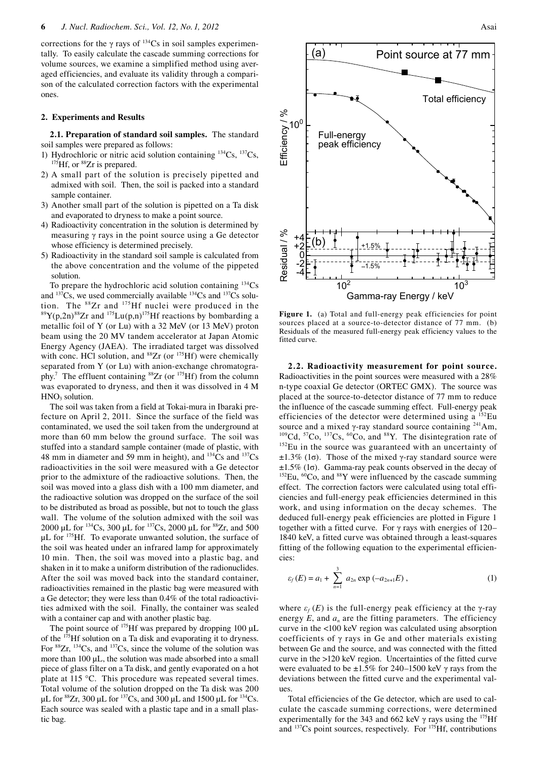corrections for the γ rays of $^{134}$Cs in soil samples experimentally. To easily calculate the cascade summing corrections for volume sources, we examine a simplified method using averaged efficiencies, and evaluate its validity through a comparison of the calculated correction factors with the experimental ones.

## 2. Experiments and Results

**2.1. Preparation of standard soil samples.** The standard soil samples were prepared as follows:

1) Hydrochloric or nitric acid solution containing $^{134}$Cs, $^{137}$Cs, $^{175}$Hf, or $^{88}$Zr is prepared.
2) A small part of the solution is precisely pipetted and admixed with soil. Then, the soil is packed into a standard sample container.
3) Another small part of the solution is pipetted on a Ta disk and evaporated to dryness to make a point source.
4) Radioactivity concentration in the solution is determined by measuring γ rays in the point source using a Ge detector whose efficiency is determined precisely.
5) Radioactivity in the standard soil sample is calculated from the above concentration and the volume of the pipeted solution.

To prepare the hydrochloric acid solution containing $^{134}$Cs and $^{137}$Cs, we used commercially available $^{134}$Cs and $^{137}$Cs solution. The $^{88}$Zr and $^{175}$Hf nuclei were produced in the $^{89}$Y(p,2n)$^{88}$Zr and $^{175}$Lu(p,n)$^{175}$Hf reactions by bombarding a metallic foil of Y (or Lu) with a 32 MeV (or 13 MeV) proton beam using the 20 MV tandem accelerator at Japan Atomic Energy Agency (JAEA). The irradiated target was dissolved with conc. HCl solution, and $^{88}$Zr (or $^{175}$Hf) were chemically separated from Y (or Lu) with anion-exchange chromatography.[7] The effluent containing $^{88}$Zr (or $^{175}$Hf) from the column was evaporated to dryness, and then it was dissolved in 4 M $HNO_3$ solution.

The soil was taken from a field at Tokai-mura in Ibaraki prefecture on April 2, 2011. Since the surface of the field was contaminated, we used the soil taken from the underground at more than 60 mm below the ground surface. The soil was stuffed into a standard sample container (made of plastic, with 48 mm in diameter and 59 mm in height), and $^{134}$Cs and $^{137}$Cs radioactivities in the soil were measured with a Ge detector prior to the admixture of the radioactive solutions. Then, the soil was moved into a glass dish with a 100 mm diameter, and the radioactive solution was dropped on the surface of the soil to be distributed as broad as possible, but not to touch the glass wall. The volume of the solution admixed with the soil was 2000 μL for $^{134}$Cs, 300 μL for $^{137}$Cs, 2000 μL for $^{88}$Zr, and 500 μL for $^{175}$Hf. To evaporate unwanted solution, the surface of the soil was heated under an infrared lamp for approximately 10 min. Then, the soil was moved into a plastic bag, and shaken in it to make a uniform distribution of the radionuclides. After the soil was moved back into the standard container, radioactivities remained in the plastic bag were measured with a Ge detector; they were less than 0.4% of the total radioactivities admixed with the soil. Finally, the container was sealed with a container cap and with another plastic bag.

The point source of $^{175}$Hf was prepared by dropping 100 μL of the $^{175}$Hf solution on a Ta disk and evaporating it to dryness. For $^{88}$Zr, $^{134}$Cs, and $^{137}$Cs, since the volume of the solution was more than 100 μL, the solution was made absorbed into a small piece of glass filter on a Ta disk, and gently evaporated on a hot plate at 115 °C. This procedure was repeated several times. Total volume of the solution dropped on the Ta disk was 200 μL for $^{88}$Zr, 300 μL for $^{137}$Cs, and 300 μL and 1500 μL for $^{134}$Cs. Each source was sealed with a plastic tape and in a small plastic bag.

**Figure 1.** (a) Total and full-energy peak efficiencies for point sources placed at a source-to-detector distance of 77 mm. (b) Residuals of the measured full-energy peak efficiency values to the fitted curve.

**2.2. Radioactivity measurement for point source.** Radioactivities in the point sources were measured with a 28% n-type coaxial Ge detector (ORTEC GMX). The source was placed at the source-to-detector distance of 77 mm to reduce the influence of the cascade summing effect. Full-energy peak efficiencies of the detector were determined using a $^{152}$Eu source and a mixed γ-ray standard source containing $^{241}$Am, $^{109}$Cd, $^{57}$Co, $^{137}$Cs, $^{60}$Co, and $^{88}$Y. The disintegration rate of $^{152}$Eu in the source was guaranteed with an uncertainty of ±1.3% (1σ). Those of the mixed γ-ray standard source were ±1.5% (1σ). Gamma-ray peak counts observed in the decay of $^{152}$Eu, $^{60}$Co, and $^{88}$Y were influenced by the cascade summing effect. The correction factors were calculated using total efficiencies and full-energy peak efficiencies determined in this work, and using information on the decay schemes. The deduced full-energy peak efficiencies are plotted in Figure 1 together with a fitted curve. For γ rays with energies of 120–1840 keV, a fitted curve was obtained through a least-squares fitting of the following equation to the experimental efficiencies:

$$\varepsilon_f(E) = a_1 + \sum_{n=1}^{3} a_{2n} \exp(-a_{2n+1}E), \tag{1}$$

where $\varepsilon_f(E)$ is the full-energy peak efficiency at the γ-ray energy $E$, and $a_n$ are the fitting parameters. The efficiency curve in the <100 keV region was calculated using absorption coefficients of γ rays in Ge and other materials existing between Ge and the source, and was connected with the fitted curve in the >120 keV region. Uncertainties of the fitted curve were evaluated to be ±1.5% for 240–1500 keV γ rays from the deviations between the fitted curve and the experimental values.

Total efficiencies of the Ge detector, which are used to calculate the cascade summing corrections, were determined experimentally for the 343 and 662 keV γ rays using the $^{175}$Hf and $^{137}$Cs point sources, respectively. For $^{175}$Hf, contributions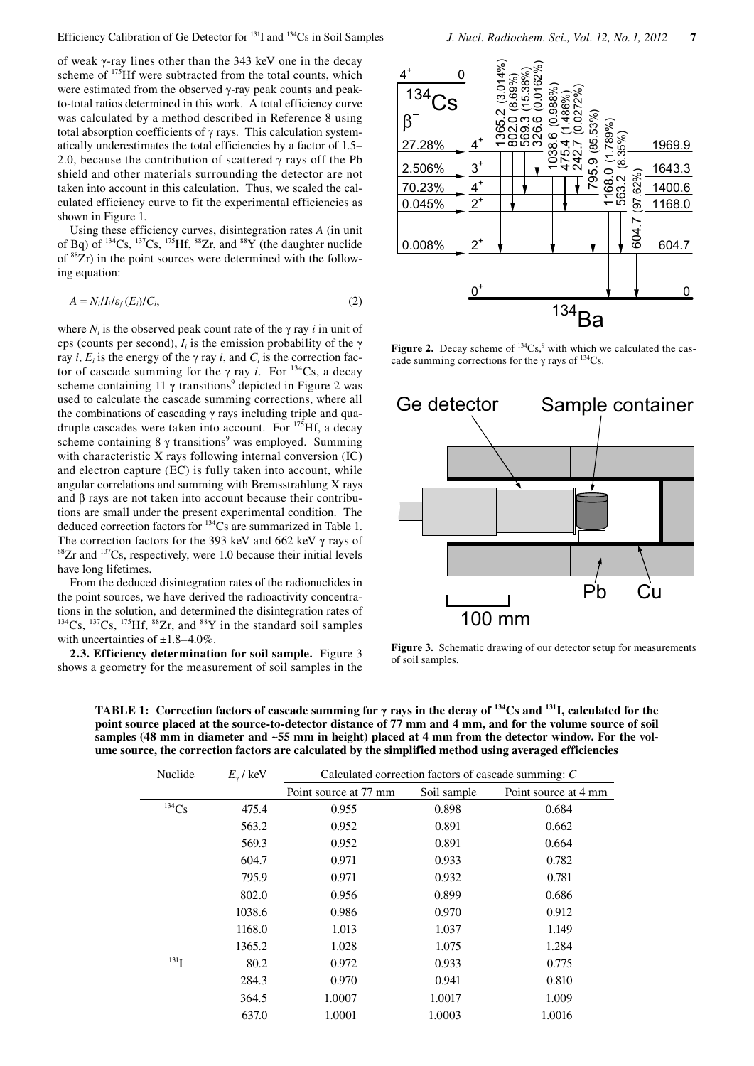of weak γ-ray lines other than the 343 keV one in the decay scheme of $^{175}$Hf were subtracted from the total counts, which were estimated from the observed γ-ray peak counts and peak-to-total ratios determined in this work. A total efficiency curve was calculated by a method described in Reference 8 using total absorption coefficients of γ rays. This calculation systematically underestimates the total efficiencies by a factor of 1.5–2.0, because the contribution of scattered γ rays off the Pb shield and other materials surrounding the detector are not taken into account in this calculation. Thus, we scaled the calculated efficiency curve to fit the experimental efficiencies as shown in Figure 1.

Using these efficiency curves, disintegration rates $A$ (in unit of Bq) of $^{134}$Cs, $^{137}$Cs, $^{175}$Hf, $^{88}$Zr, and $^{88}$Y (the daughter nuclide of $^{88}$Zr) in the point sources were determined with the following equation:

$$A = N_i/I_i/\varepsilon_f(E_i)/C_i, \tag{2}$$

where $N_i$ is the observed peak count rate of the γ ray $i$ in unit of cps (counts per second), $I_i$ is the emission probability of the γ ray $i$, $E_i$ is the energy of the γ ray $i$, and $C_i$ is the correction factor of cascade summing for the γ ray $i$. For $^{134}$Cs, a decay scheme containing 11 γ transitions[9] depicted in Figure 2 was used to calculate the cascade summing corrections, where all the combinations of cascading γ rays including triple and quadruple cascades were taken into account. For $^{175}$Hf, a decay scheme containing 8 γ transitions[9] was employed. Summing with characteristic X rays following internal conversion (IC) and electron capture (EC) is fully taken into account, while angular correlations and summing with Bremsstrahlung X rays and β rays are not taken into account because their contributions are small under the present experimental condition. The deduced correction factors for $^{134}$Cs are summarized in Table 1. The correction factors for the 393 keV and 662 keV γ rays of $^{88}$Zr and $^{137}$Cs, respectively, were 1.0 because their initial levels have long lifetimes.

From the deduced disintegration rates of the radionuclides in the point sources, we have derived the radioactivity concentrations in the solution, and determined the disintegration rates of $^{134}$Cs, $^{137}$Cs, $^{175}$Hf, $^{88}$Zr, and $^{88}$Y in the standard soil samples with uncertainties of ±1.8–4.0%.

**2.3. Efficiency determination for soil sample.** Figure 3 shows a geometry for the measurement of soil samples in the

**Figure 2.** Decay scheme of $^{134}$Cs,[9] with which we calculated the cascade summing corrections for the γ rays of $^{134}$Cs.

**Figure 3.** Schematic drawing of our detector setup for measurements of soil samples.

**TABLE 1: Correction factors of cascade summing for γ rays in the decay of $^{134}$Cs and $^{131}$I, calculated for the point source placed at the source-to-detector distance of 77 mm and 4 mm, and for the volume source of soil samples (48 mm in diameter and ~55 mm in height) placed at 4 mm from the detector window. For the volume source, the correction factors are calculated by the simplified method using averaged efficiencies**

| Nuclide | $E_\gamma$ / keV | Calculated correction factors of cascade summing: $C$ | | |
|---|---|---|---|---|
| | | Point source at 77 mm | Soil sample | Point source at 4 mm |
| $^{134}$Cs | 475.4 | 0.955 | 0.898 | 0.684 |
| | 563.2 | 0.952 | 0.891 | 0.662 |
| | 569.3 | 0.952 | 0.891 | 0.664 |
| | 604.7 | 0.971 | 0.933 | 0.782 |
| | 795.9 | 0.971 | 0.932 | 0.781 |
| | 802.0 | 0.956 | 0.899 | 0.686 |
| | 1038.6 | 0.986 | 0.970 | 0.912 |
| | 1168.0 | 1.013 | 1.037 | 1.149 |
| | 1365.2 | 1.028 | 1.075 | 1.284 |
| $^{131}$I | 80.2 | 0.972 | 0.933 | 0.775 |
| | 284.3 | 0.970 | 0.941 | 0.810 |
| | 364.5 | 1.0007 | 1.0017 | 1.009 |
| | 637.0 | 1.0001 | 1.0003 | 1.0016 |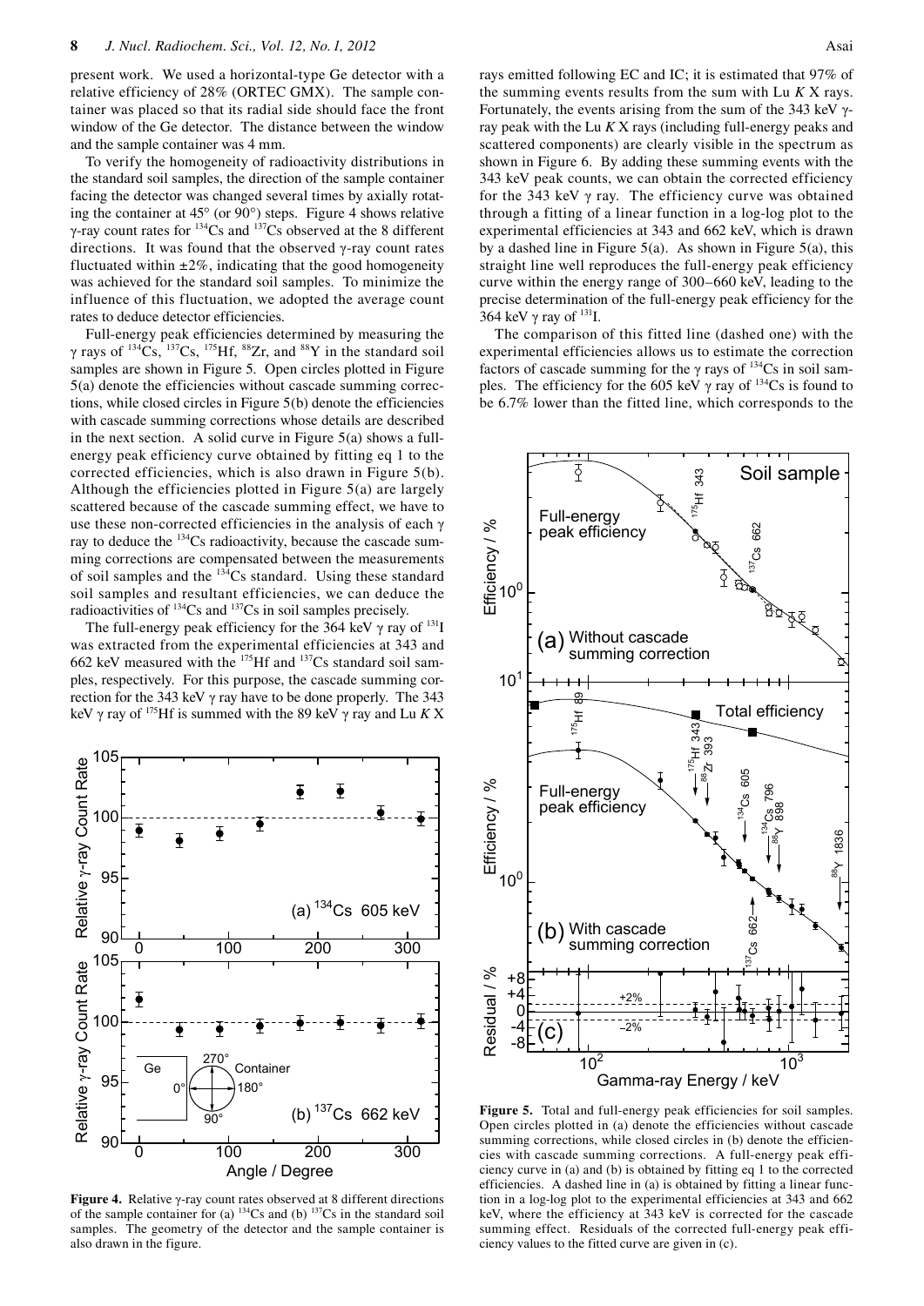present work. We used a horizontal-type Ge detector with a relative efficiency of 28% (ORTEC GMX). The sample container was placed so that its radial side should face the front window of the Ge detector. The distance between the window and the sample container was 4 mm.

To verify the homogeneity of radioactivity distributions in the standard soil samples, the direction of the sample container facing the detector was changed several times by axially rotating the container at 45° (or 90°) steps. Figure 4 shows relative γ-ray count rates for $^{134}$Cs and $^{137}$Cs observed at the 8 different directions. It was found that the observed γ-ray count rates fluctuated within ±2%, indicating that the good homogeneity was achieved for the standard soil samples. To minimize the influence of this fluctuation, we adopted the average count rates to deduce detector efficiencies.

Full-energy peak efficiencies determined by measuring the γ rays of $^{134}$Cs, $^{137}$Cs, $^{175}$Hf, $^{88}$Zr, and $^{88}$Y in the standard soil samples are shown in Figure 5. Open circles plotted in Figure 5(a) denote the efficiencies without cascade summing corrections, while closed circles in Figure 5(b) denote the efficiencies with cascade summing corrections whose details are described in the next section. A solid curve in Figure 5(a) shows a full-energy peak efficiency curve obtained by fitting eq 1 to the corrected efficiencies, which is also drawn in Figure 5(b). Although the efficiencies plotted in Figure 5(a) are largely scattered because of the cascade summing effect, we have to use these non-corrected efficiencies in the analysis of each γ ray to deduce the $^{134}$Cs radioactivity, because the cascade summing corrections are compensated between the measurements of soil samples and the $^{134}$Cs standard. Using these standard soil samples and resultant efficiencies, we can deduce the radioactivities of $^{134}$Cs and $^{137}$Cs in soil samples precisely.

The full-energy peak efficiency for the 364 keV γ ray of $^{131}$I was extracted from the experimental efficiencies at 343 and 662 keV measured with the $^{175}$Hf and $^{137}$Cs standard soil samples, respectively. For this purpose, the cascade summing correction for the 343 keV γ ray have to be done properly. The 343 keV γ ray of $^{175}$Hf is summed with the 89 keV γ ray and Lu *K* X rays emitted following EC and IC; it is estimated that 97% of the summing events results from the sum with Lu *K* X rays. Fortunately, the events arising from the sum of the 343 keV γ-ray peak with the Lu *K* X rays (including full-energy peaks and scattered components) are clearly visible in the spectrum as shown in Figure 6. By adding these summing events with the 343 keV peak counts, we can obtain the corrected efficiency for the 343 keV γ ray. The efficiency curve was obtained through a fitting of a linear function in a log-log plot to the experimental efficiencies at 343 and 662 keV, which is drawn by a dashed line in Figure 5(a). As shown in Figure 5(a), this straight line well reproduces the full-energy peak efficiency curve within the energy range of 300–660 keV, leading to the precise determination of the full-energy peak efficiency for the 364 keV γ ray of $^{131}$I.

The comparison of this fitted line (dashed one) with the experimental efficiencies allows us to estimate the correction factors of cascade summing for the γ rays of $^{134}$Cs in soil samples. The efficiency for the 605 keV γ ray of $^{134}$Cs is found to be 6.7% lower than the fitted line, which corresponds to the

**Figure 4.** Relative γ-ray count rates observed at 8 different directions of the sample container for (a) $^{134}$Cs and (b) $^{137}$Cs in the standard soil samples. The geometry of the detector and the sample container is also drawn in the figure.

**Figure 5.** Total and full-energy peak efficiencies for soil samples. Open circles plotted in (a) denote the efficiencies without cascade summing corrections, while closed circles in (b) denote the efficiencies with cascade summing corrections. A full-energy peak efficiency curve in (a) and (b) is obtained by fitting eq 1 to the corrected efficiencies. A dashed line in (a) is obtained by fitting a linear function in a log-log plot to the experimental efficiencies at 343 and 662 keV, where the efficiency at 343 keV is corrected for the cascade summing effect. Residuals of the corrected full-energy peak efficiency values to the fitted curve are given in (c).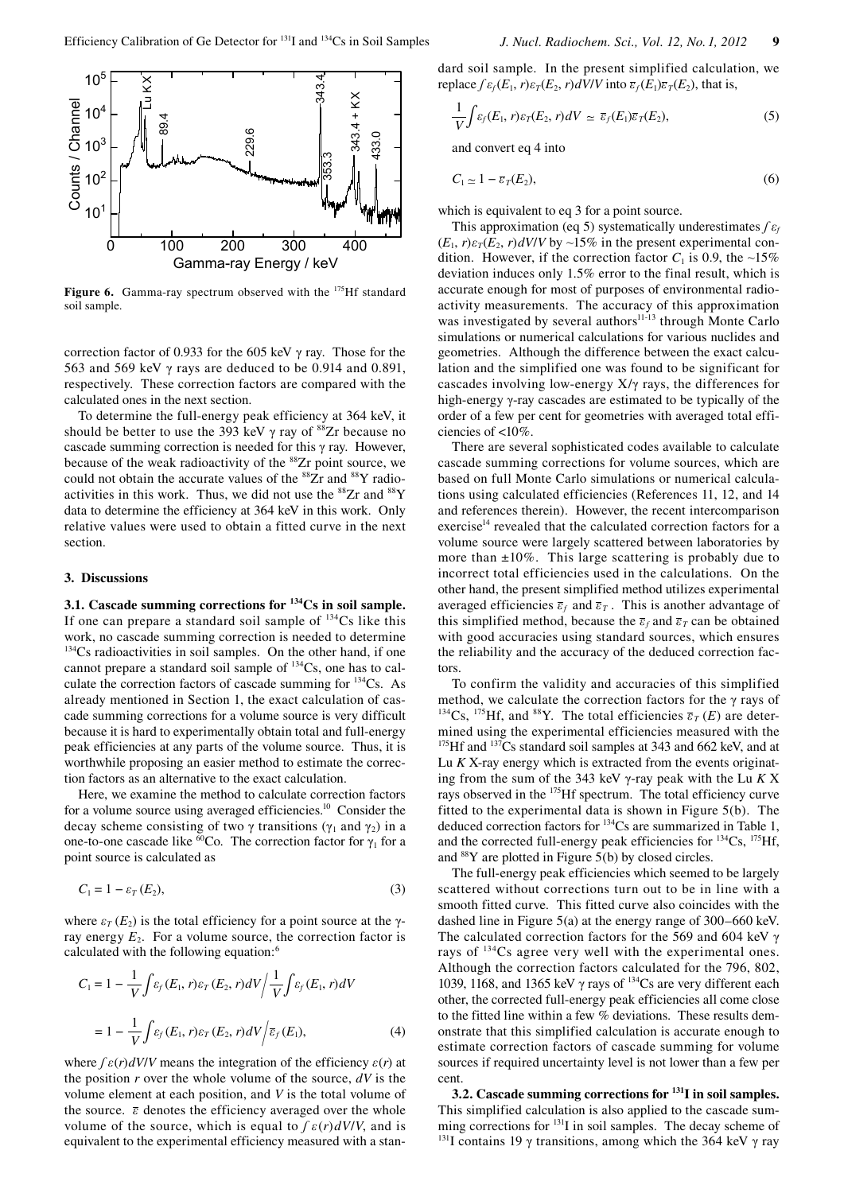**Figure 6.** Gamma-ray spectrum observed with the $^{175}$Hf standard soil sample.

correction factor of 0.933 for the 605 keV γ ray. Those for the 563 and 569 keV γ rays are deduced to be 0.914 and 0.891, respectively. These correction factors are compared with the calculated ones in the next section.

To determine the full-energy peak efficiency at 364 keV, it should be better to use the 393 keV γ ray of $^{88}$Zr because no cascade summing correction is needed for this γ ray. However, because of the weak radioactivity of the $^{88}$Zr point source, we could not obtain the accurate values of the $^{88}$Zr and $^{88}$Y radioactivities in this work. Thus, we did not use the $^{88}$Zr and $^{88}$Y data to determine the efficiency at 364 keV in this work. Only relative values were used to obtain a fitted curve in the next section.

## 3. Discussions

**3.1. Cascade summing corrections for $^{134}$Cs in soil sample.** If one can prepare a standard soil sample of $^{134}$Cs like this work, no cascade summing correction is needed to determine $^{134}$Cs radioactivities in soil samples. On the other hand, if one cannot prepare a standard soil sample of $^{134}$Cs, one has to calculate the correction factors of cascade summing for $^{134}$Cs. As already mentioned in Section 1, the exact calculation of cascade summing corrections for a volume source is very difficult because it is hard to experimentally obtain total and full-energy peak efficiencies at any parts of the volume source. Thus, it is worthwhile proposing an easier method to estimate the correction factors as an alternative to the exact calculation.

Here, we examine the method to calculate correction factors for a volume source using averaged efficiencies.[10] Consider the decay scheme consisting of two γ transitions ($\gamma_1$ and $\gamma_2$) in a one-to-one cascade like $^{60}$Co. The correction factor for $\gamma_1$ for a point source is calculated as

$$C_1 = 1 - \varepsilon_T(E_2), \tag{3}$$

where $\varepsilon_T(E_2)$ is the total efficiency for a point source at the γ-ray energy $E_2$. For a volume source, the correction factor is calculated with the following equation:[6]

$$C_1 = 1 - \frac{1}{V}\int \varepsilon_f(E_1, r)\varepsilon_T(E_2, r)dV \Big/ \frac{1}{V}\int \varepsilon_f(E_1, r)dV$$

$$= 1 - \frac{1}{V}\int \varepsilon_f(E_1, r)\varepsilon_T(E_2, r)dV \Big/ \bar{\varepsilon}_f(E_1), \tag{4}$$

where $\int \varepsilon(r)dV/V$ means the integration of the efficiency $\varepsilon(r)$ at the position $r$ over the whole volume of the source, $dV$ is the volume element at each position, and $V$ is the total volume of the source. $\bar{\varepsilon}$ denotes the efficiency averaged over the whole volume of the source, which is equal to $\int \varepsilon(r)dV/V$, and is equivalent to the experimental efficiency measured with a standard soil sample. In the present simplified calculation, we replace $\int \varepsilon_f(E_1, r)\varepsilon_T(E_2, r)dV/V$ into $\bar{\varepsilon}_f(E_1)\bar{\varepsilon}_T(E_2)$, that is,

$$\frac{1}{V}\int \varepsilon_f(E_1, r)\varepsilon_T(E_2, r)dV \simeq \bar{\varepsilon}_f(E_1)\bar{\varepsilon}_T(E_2), \tag{5}$$

and convert eq 4 into

$$C_1 \simeq 1 - \bar{\varepsilon}_T(E_2), \tag{6}$$

which is equivalent to eq 3 for a point source.

This approximation (eq 5) systematically underestimates $\int \varepsilon_f(E_1, r)\varepsilon_T(E_2, r)dV/V$ by ~15% in the present experimental condition. However, if the correction factor $C_1$ is 0.9, the ~15% deviation induces only 1.5% error to the final result, which is accurate enough for most of purposes of environmental radioactivity measurements. The accuracy of this approximation was investigated by several authors[11-13] through Monte Carlo simulations or numerical calculations for various nuclides and geometries. Although the difference between the exact calculation and the simplified one was found to be significant for cascades involving low-energy X/γ rays, the differences for high-energy γ-ray cascades are estimated to be typically of the order of a few per cent for geometries with averaged total efficiencies of <10%.

There are several sophisticated codes available to calculate cascade summing corrections for volume sources, which are based on full Monte Carlo simulations or numerical calculations using calculated efficiencies (References 11, 12, and 14 and references therein). However, the recent intercomparison exercise[14] revealed that the calculated correction factors for a volume source were largely scattered between laboratories by more than ±10%. This large scattering is probably due to incorrect total efficiencies used in the calculations. On the other hand, the present simplified method utilizes experimental averaged efficiencies $\bar{\varepsilon}_f$ and $\bar{\varepsilon}_T$. This is another advantage of this simplified method, because the $\bar{\varepsilon}_f$ and $\bar{\varepsilon}_T$ can be obtained with good accuracies using standard sources, which ensures the reliability and the accuracy of the deduced correction factors.

To confirm the validity and accuracies of this simplified method, we calculate the correction factors for the γ rays of $^{134}$Cs, $^{175}$Hf, and $^{88}$Y. The total efficiencies $\bar{\varepsilon}_T(E)$ are determined using the experimental efficiencies measured with the $^{175}$Hf and $^{137}$Cs standard soil samples at 343 and 662 keV, and at Lu $K$ X-ray energy which is extracted from the events originating from the sum of the 343 keV γ-ray peak with the Lu $K$ X rays observed in the $^{175}$Hf spectrum. The total efficiency curve fitted to the experimental data is shown in Figure 5(b). The deduced correction factors for $^{134}$Cs are summarized in Table 1, and the corrected full-energy peak efficiencies for $^{134}$Cs, $^{175}$Hf, and $^{88}$Y are plotted in Figure 5(b) by closed circles.

The full-energy peak efficiencies which seemed to be largely scattered without corrections turn out to be in line with a smooth fitted curve. This fitted curve also coincides with the dashed line in Figure 5(a) at the energy range of 300–660 keV. The calculated correction factors for the 569 and 604 keV γ rays of $^{134}$Cs agree very well with the experimental ones. Although the correction factors calculated for the 796, 802, 1039, 1168, and 1365 keV γ rays of $^{134}$Cs are very different each other, the corrected full-energy peak efficiencies all come close to the fitted line within a few % deviations. These results demonstrate that this simplified calculation is accurate enough to estimate correction factors of cascade summing for volume sources if required uncertainty level is not lower than a few per cent.

**3.2. Cascade summing corrections for $^{131}$I in soil samples.** This simplified calculation is also applied to the cascade summing corrections for $^{131}$I in soil samples. The decay scheme of $^{131}$I contains 19 γ transitions, among which the 364 keV γ ray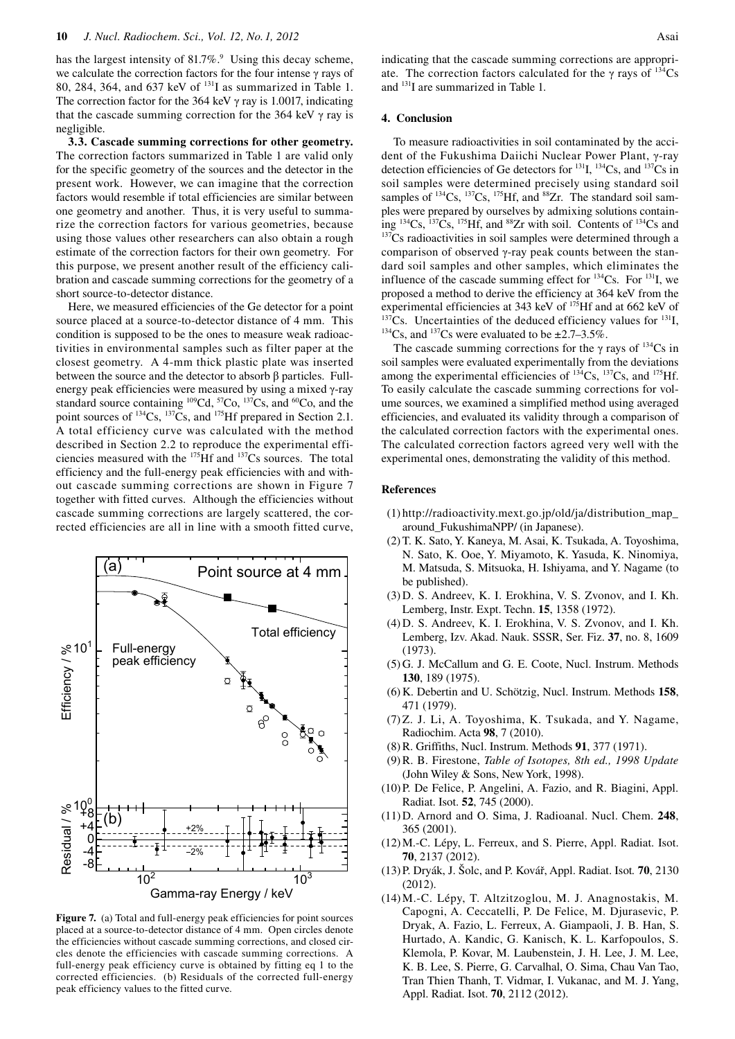has the largest intensity of 81.7%.[9] Using this decay scheme, we calculate the correction factors for the four intense γ rays of 80, 284, 364, and 637 keV of $^{131}$I as summarized in Table 1. The correction factor for the 364 keV γ ray is 1.0017, indicating that the cascade summing correction for the 364 keV γ ray is negligible.

**3.3. Cascade summing corrections for other geometry.** The correction factors summarized in Table 1 are valid only for the specific geometry of the sources and the detector in the present work. However, we can imagine that the correction factors would resemble if total efficiencies are similar between one geometry and another. Thus, it is very useful to summarize the correction factors for various geometries, because using those values other researchers can also obtain a rough estimate of the correction factors for their own geometry. For this purpose, we present another result of the efficiency calibration and cascade summing corrections for the geometry of a short source-to-detector distance.

Here, we measured efficiencies of the Ge detector for a point source placed at a source-to-detector distance of 4 mm. This condition is supposed to be the ones to measure weak radioactivities in environmental samples such as filter paper at the closest geometry. A 4-mm thick plastic plate was inserted between the source and the detector to absorb β particles. Full-energy peak efficiencies were measured by using a mixed γ-ray standard source containing $^{109}$Cd, $^{57}$Co, $^{137}$Cs, and $^{60}$Co, and the point sources of $^{134}$Cs, $^{137}$Cs, and $^{175}$Hf prepared in Section 2.1. A total efficiency curve was calculated with the method described in Section 2.2 to reproduce the experimental efficiencies measured with the $^{175}$Hf and $^{137}$Cs sources. The total efficiency and the full-energy peak efficiencies with and without cascade summing corrections are shown in Figure 7 together with fitted curves. Although the efficiencies without cascade summing corrections are largely scattered, the corrected efficiencies are all in line with a smooth fitted curve,

(a) Point source at 4 mm
Total efficiency
Full-energy peak efficiency
Efficiency / %
$10^1$
$10^0$
Residual / %
+8
+4
0
-4
-8
(b)
+2%
−2%
$10^2$
$10^3$
Gamma-ray Energy / keV

**Figure 7.** (a) Total and full-energy peak efficiencies for point sources placed at a source-to-detector distance of 4 mm. Open circles denote the efficiencies without cascade summing corrections, and closed circles denote the efficiencies with cascade summing corrections. A full-energy peak efficiency curve is obtained by fitting eq 1 to the corrected efficiencies. (b) Residuals of the corrected full-energy peak efficiency values to the fitted curve.

indicating that the cascade summing corrections are appropriate. The correction factors calculated for the γ rays of $^{134}$Cs and $^{131}$I are summarized in Table 1.

## 4. Conclusion

To measure radioactivities in soil contaminated by the accident of the Fukushima Daiichi Nuclear Power Plant, γ-ray detection efficiencies of Ge detectors for $^{131}$I, $^{134}$Cs, and $^{137}$Cs in soil samples were determined precisely using standard soil samples of $^{134}$Cs, $^{137}$Cs, $^{175}$Hf, and $^{88}$Zr. The standard soil samples were prepared by ourselves by admixing solutions containing $^{134}$Cs, $^{137}$Cs, $^{175}$Hf, and $^{88}$Zr with soil. Contents of $^{134}$Cs and $^{137}$Cs radioactivities in soil samples were determined through a comparison of observed γ-ray peak counts between the standard soil samples and other samples, which eliminates the influence of the cascade summing effect for $^{134}$Cs. For $^{131}$I, we proposed a method to derive the efficiency at 364 keV from the experimental efficiencies at 343 keV of $^{175}$Hf and at 662 keV of $^{137}$Cs. Uncertainties of the deduced efficiency values for $^{131}$I, $^{134}$Cs, and $^{137}$Cs were evaluated to be ±2.7–3.5%.

The cascade summing corrections for the γ rays of $^{134}$Cs in soil samples were evaluated experimentally from the deviations among the experimental efficiencies of $^{134}$Cs, $^{137}$Cs, and $^{175}$Hf. To easily calculate the cascade summing corrections for volume sources, we examined a simplified method using averaged efficiencies, and evaluated its validity through a comparison of the calculated correction factors with the experimental ones. The calculated correction factors agreed very well with the experimental ones, demonstrating the validity of this method.

## References

(1) http://radioactivity.mext.go.jp/old/ja/distribution_map_around_FukushimaNPP/ (in Japanese).
(2) T. K. Sato, Y. Kaneya, M. Asai, K. Tsukada, A. Toyoshima, N. Sato, K. Ooe, Y. Miyamoto, K. Yasuda, K. Ninomiya, M. Matsuda, S. Mitsuoka, H. Ishiyama, and Y. Nagame (to be published).
(3) D. S. Andreev, K. I. Erokhina, V. S. Zvonov, and I. Kh. Lemberg, Instr. Expt. Techn. **15**, 1358 (1972).
(4) D. S. Andreev, K. I. Erokhina, V. S. Zvonov, and I. Kh. Lemberg, Izv. Akad. Nauk. SSSR, Ser. Fiz. **37**, no. 8, 1609 (1973).
(5) G. J. McCallum and G. E. Coote, Nucl. Instrum. Methods **130**, 189 (1975).
(6) K. Debertin and U. Schötzig, Nucl. Instrum. Methods **158**, 471 (1979).
(7) Z. J. Li, A. Toyoshima, K. Tsukada, and Y. Nagame, Radiochim. Acta **98**, 7 (2010).
(8) R. Griffiths, Nucl. Instrum. Methods **91**, 377 (1971).
(9) R. B. Firestone, *Table of Isotopes, 8th ed., 1998 Update* (John Wiley & Sons, New York, 1998).
(10) P. De Felice, P. Angelini, A. Fazio, and R. Biagini, Appl. Radiat. Isot. **52**, 745 (2000).
(11) D. Arnord and O. Sima, J. Radioanal. Nucl. Chem. **248**, 365 (2001).
(12) M.-C. Lépy, L. Ferreux, and S. Pierre, Appl. Radiat. Isot. **70**, 2137 (2012).
(13) P. Dryák, J. Šolc, and P. Kovář, Appl. Radiat. Isot. **70**, 2130 (2012).
(14) M.-C. Lépy, T. Altzitzoglou, M. J. Anagnostakis, M. Capogni, A. Ceccatelli, P. De Felice, M. Djurasevic, P. Dryak, A. Fazio, L. Ferreux, A. Giampaoli, J. B. Han, S. Hurtado, A. Kandic, G. Kanisch, K. L. Karfopoulos, S. Klemola, P. Kovar, M. Laubenstein, J. H. Lee, J. M. Lee, K. B. Lee, S. Pierre, G. Carvalhal, O. Sima, Chau Van Tao, Tran Thien Thanh, T. Vidmar, I. Vukanac, and M. J. Yang, Appl. Radiat. Isot. **70**, 2112 (2012).